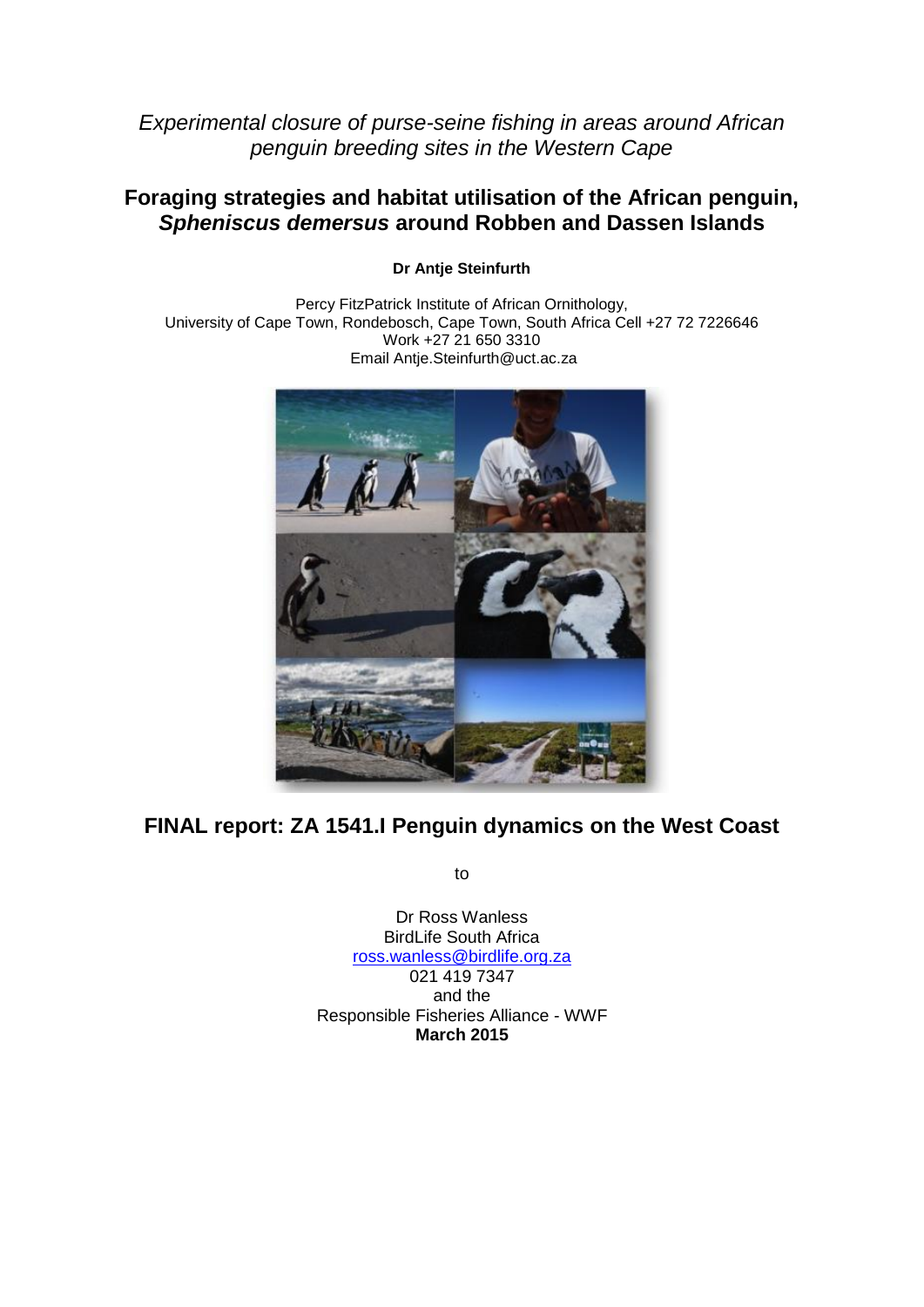*Experimental closure of purse-seine fishing in areas around African penguin breeding sites in the Western Cape*

# Foraging strategies and habitat utilisation of the African penguin, *Spheniscus demersus* around Robben and Dassen Islands

**Dr Antje Steinfurth**

Percy FitzPatrick Institute of African Ornithology,
University of Cape Town, Rondebosch, Cape Town, South Africa Cell +27 72 7226646
Work +27 21 650 3310
Email Antje.Steinfurth@uct.ac.za

## FINAL report: ZA 1541.I Penguin dynamics on the West Coast

to

Dr Ross Wanless
BirdLife South Africa
ross.wanless@birdlife.org.za
021 419 7347
and the
Responsible Fisheries Alliance - WWF
**March 2015**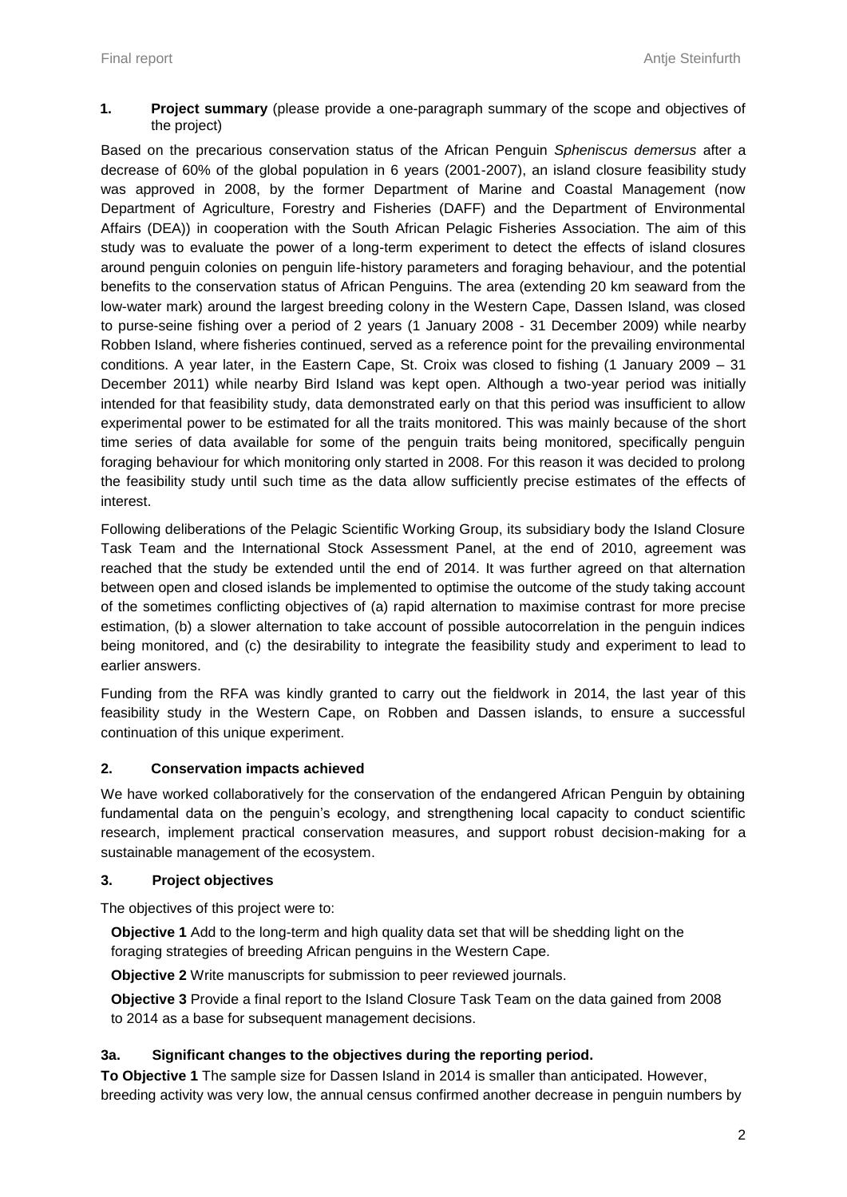**1. Project summary** (please provide a one-paragraph summary of the scope and objectives of the project)

Based on the precarious conservation status of the African Penguin *Spheniscus demersus* after a decrease of 60% of the global population in 6 years (2001-2007), an island closure feasibility study was approved in 2008, by the former Department of Marine and Coastal Management (now Department of Agriculture, Forestry and Fisheries (DAFF) and the Department of Environmental Affairs (DEA)) in cooperation with the South African Pelagic Fisheries Association. The aim of this study was to evaluate the power of a long-term experiment to detect the effects of island closures around penguin colonies on penguin life-history parameters and foraging behaviour, and the potential benefits to the conservation status of African Penguins. The area (extending 20 km seaward from the low-water mark) around the largest breeding colony in the Western Cape, Dassen Island, was closed to purse-seine fishing over a period of 2 years (1 January 2008 - 31 December 2009) while nearby Robben Island, where fisheries continued, served as a reference point for the prevailing environmental conditions. A year later, in the Eastern Cape, St. Croix was closed to fishing (1 January 2009 – 31 December 2011) while nearby Bird Island was kept open. Although a two-year period was initially intended for that feasibility study, data demonstrated early on that this period was insufficient to allow experimental power to be estimated for all the traits monitored. This was mainly because of the short time series of data available for some of the penguin traits being monitored, specifically penguin foraging behaviour for which monitoring only started in 2008. For this reason it was decided to prolong the feasibility study until such time as the data allow sufficiently precise estimates of the effects of interest.

Following deliberations of the Pelagic Scientific Working Group, its subsidiary body the Island Closure Task Team and the International Stock Assessment Panel, at the end of 2010, agreement was reached that the study be extended until the end of 2014. It was further agreed on that alternation between open and closed islands be implemented to optimise the outcome of the study taking account of the sometimes conflicting objectives of (a) rapid alternation to maximise contrast for more precise estimation, (b) a slower alternation to take account of possible autocorrelation in the penguin indices being monitored, and (c) the desirability to integrate the feasibility study and experiment to lead to earlier answers.

Funding from the RFA was kindly granted to carry out the fieldwork in 2014, the last year of this feasibility study in the Western Cape, on Robben and Dassen islands, to ensure a successful continuation of this unique experiment.

## 2. Conservation impacts achieved

We have worked collaboratively for the conservation of the endangered African Penguin by obtaining fundamental data on the penguin's ecology, and strengthening local capacity to conduct scientific research, implement practical conservation measures, and support robust decision-making for a sustainable management of the ecosystem.

## 3. Project objectives

The objectives of this project were to:

**Objective 1** Add to the long-term and high quality data set that will be shedding light on the foraging strategies of breeding African penguins in the Western Cape.

**Objective 2** Write manuscripts for submission to peer reviewed journals.

**Objective 3** Provide a final report to the Island Closure Task Team on the data gained from 2008 to 2014 as a base for subsequent management decisions.

### 3a. Significant changes to the objectives during the reporting period.

**To Objective 1** The sample size for Dassen Island in 2014 is smaller than anticipated. However, breeding activity was very low, the annual census confirmed another decrease in penguin numbers by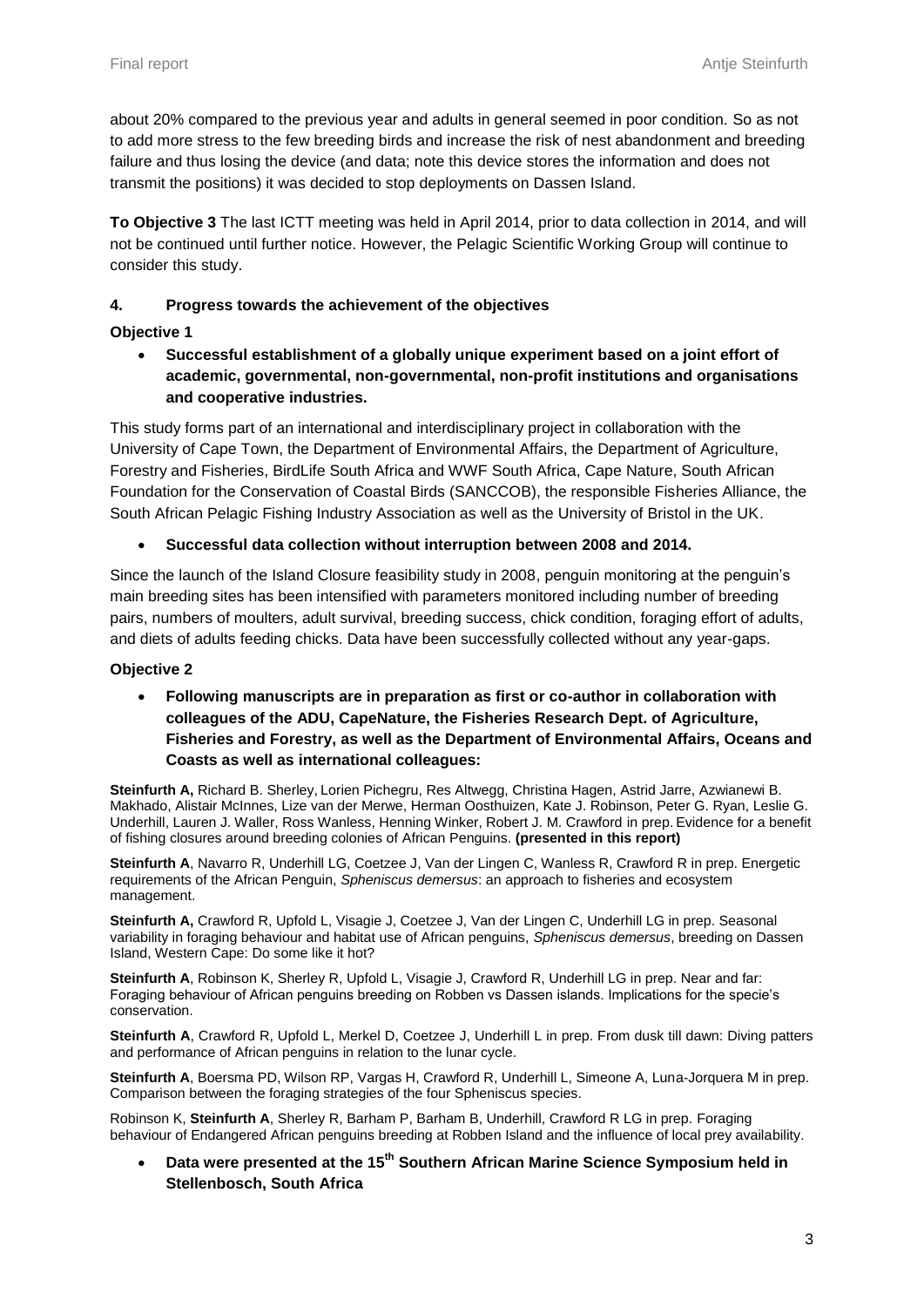about 20% compared to the previous year and adults in general seemed in poor condition. So as not to add more stress to the few breeding birds and increase the risk of nest abandonment and breeding failure and thus losing the device (and data; note this device stores the information and does not transmit the positions) it was decided to stop deployments on Dassen Island.

**To Objective 3** The last ICTT meeting was held in April 2014, prior to data collection in 2014, and will not be continued until further notice. However, the Pelagic Scientific Working Group will continue to consider this study.

## 4. Progress towards the achievement of the objectives

### Objective 1

- **Successful establishment of a globally unique experiment based on a joint effort of academic, governmental, non-governmental, non-profit institutions and organisations and cooperative industries.**

This study forms part of an international and interdisciplinary project in collaboration with the University of Cape Town, the Department of Environmental Affairs, the Department of Agriculture, Forestry and Fisheries, BirdLife South Africa and WWF South Africa, Cape Nature, South African Foundation for the Conservation of Coastal Birds (SANCCOB), the responsible Fisheries Alliance, the South African Pelagic Fishing Industry Association as well as the University of Bristol in the UK.

- **Successful data collection without interruption between 2008 and 2014.**

Since the launch of the Island Closure feasibility study in 2008, penguin monitoring at the penguin's main breeding sites has been intensified with parameters monitored including number of breeding pairs, numbers of moulters, adult survival, breeding success, chick condition, foraging effort of adults, and diets of adults feeding chicks. Data have been successfully collected without any year-gaps.

### Objective 2

- **Following manuscripts are in preparation as first or co-author in collaboration with colleagues of the ADU, CapeNature, the Fisheries Research Dept. of Agriculture, Fisheries and Forestry, as well as the Department of Environmental Affairs, Oceans and Coasts as well as international colleagues:**

**Steinfurth A,** Richard B. Sherley, Lorien Pichegru, Res Altwegg, Christina Hagen, Astrid Jarre, Azwianewi B. Makhado, Alistair McInnes, Lize van der Merwe, Herman Oosthuizen, Kate J. Robinson, Peter G. Ryan, Leslie G. Underhill, Lauren J. Waller, Ross Wanless, Henning Winker, Robert J. M. Crawford in prep. Evidence for a benefit of fishing closures around breeding colonies of African Penguins. **(presented in this report)**

**Steinfurth A**, Navarro R, Underhill LG, Coetzee J, Van der Lingen C, Wanless R, Crawford R in prep. Energetic requirements of the African Penguin, *Spheniscus demersus*: an approach to fisheries and ecosystem management.

**Steinfurth A,** Crawford R, Upfold L, Visagie J, Coetzee J, Van der Lingen C, Underhill LG in prep. Seasonal variability in foraging behaviour and habitat use of African penguins, *Spheniscus demersus*, breeding on Dassen Island, Western Cape: Do some like it hot?

**Steinfurth A**, Robinson K, Sherley R, Upfold L, Visagie J, Crawford R, Underhill LG in prep. Near and far: Foraging behaviour of African penguins breeding on Robben vs Dassen islands. Implications for the specie's conservation.

**Steinfurth A**, Crawford R, Upfold L, Merkel D, Coetzee J, Underhill L in prep. From dusk till dawn: Diving patters and performance of African penguins in relation to the lunar cycle.

**Steinfurth A**, Boersma PD, Wilson RP, Vargas H, Crawford R, Underhill L, Simeone A, Luna-Jorquera M in prep. Comparison between the foraging strategies of the four Spheniscus species.

Robinson K, **Steinfurth A**, Sherley R, Barham P, Barham B, Underhill, Crawford R LG in prep. Foraging behaviour of Endangered African penguins breeding at Robben Island and the influence of local prey availability.

- **Data were presented at the 15th Southern African Marine Science Symposium held in Stellenbosch, South Africa**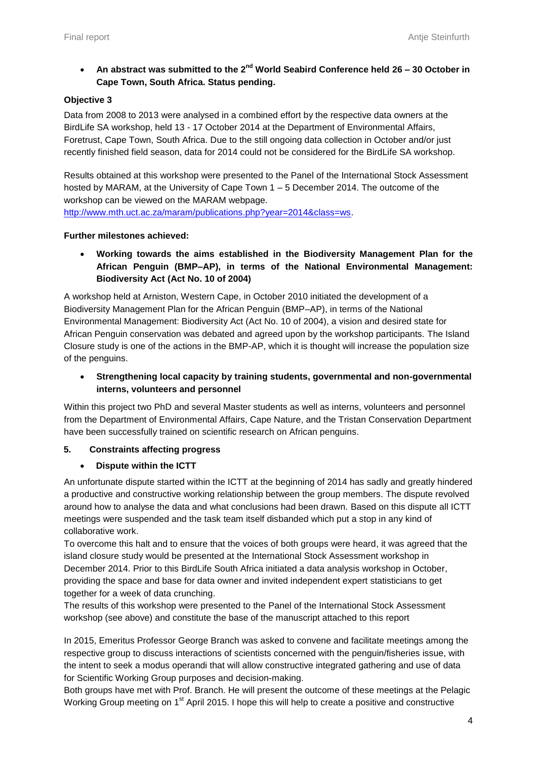- **An abstract was submitted to the 2nd World Seabird Conference held 26 – 30 October in Cape Town, South Africa. Status pending.**

**Objective 3**

Data from 2008 to 2013 were analysed in a combined effort by the respective data owners at the BirdLife SA workshop, held 13 - 17 October 2014 at the Department of Environmental Affairs, Foretrust, Cape Town, South Africa. Due to the still ongoing data collection in October and/or just recently finished field season, data for 2014 could not be considered for the BirdLife SA workshop.

Results obtained at this workshop were presented to the Panel of the International Stock Assessment hosted by MARAM, at the University of Cape Town 1 – 5 December 2014. The outcome of the workshop can be viewed on the MARAM webpage. http://www.mth.uct.ac.za/maram/publications.php?year=2014&class=ws.

**Further milestones achieved:**

- **Working towards the aims established in the Biodiversity Management Plan for the African Penguin (BMP–AP), in terms of the National Environmental Management: Biodiversity Act (Act No. 10 of 2004)**

A workshop held at Arniston, Western Cape, in October 2010 initiated the development of a Biodiversity Management Plan for the African Penguin (BMP–AP), in terms of the National Environmental Management: Biodiversity Act (Act No. 10 of 2004), a vision and desired state for African Penguin conservation was debated and agreed upon by the workshop participants. The Island Closure study is one of the actions in the BMP-AP, which it is thought will increase the population size of the penguins.

- **Strengthening local capacity by training students, governmental and non-governmental interns, volunteers and personnel**

Within this project two PhD and several Master students as well as interns, volunteers and personnel from the Department of Environmental Affairs, Cape Nature, and the Tristan Conservation Department have been successfully trained on scientific research on African penguins.

## 5. Constraints affecting progress

- **Dispute within the ICTT**

An unfortunate dispute started within the ICTT at the beginning of 2014 has sadly and greatly hindered a productive and constructive working relationship between the group members. The dispute revolved around how to analyse the data and what conclusions had been drawn. Based on this dispute all ICTT meetings were suspended and the task team itself disbanded which put a stop in any kind of collaborative work.

To overcome this halt and to ensure that the voices of both groups were heard, it was agreed that the island closure study would be presented at the International Stock Assessment workshop in December 2014. Prior to this BirdLife South Africa initiated a data analysis workshop in October, providing the space and base for data owner and invited independent expert statisticians to get together for a week of data crunching.

The results of this workshop were presented to the Panel of the International Stock Assessment workshop (see above) and constitute the base of the manuscript attached to this report

In 2015, Emeritus Professor George Branch was asked to convene and facilitate meetings among the respective group to discuss interactions of scientists concerned with the penguin/fisheries issue, with the intent to seek a modus operandi that will allow constructive integrated gathering and use of data for Scientific Working Group purposes and decision-making.

Both groups have met with Prof. Branch. He will present the outcome of these meetings at the Pelagic Working Group meeting on 1st April 2015. I hope this will help to create a positive and constructive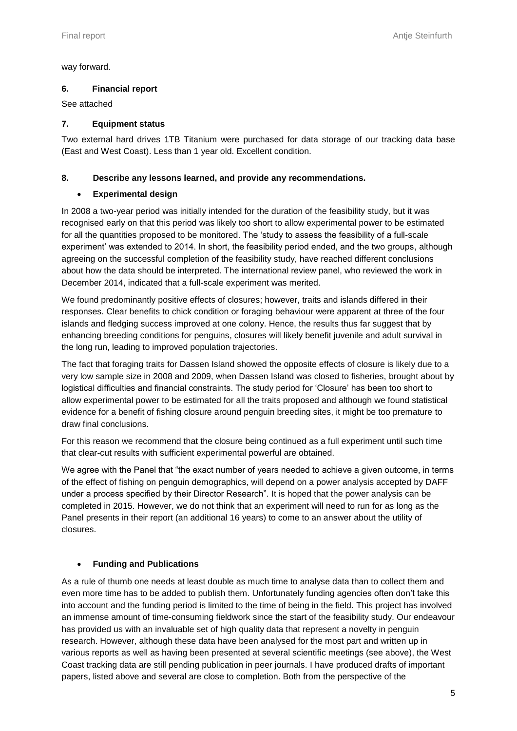way forward.

## 6. Financial report

See attached

## 7. Equipment status

Two external hard drives 1TB Titanium were purchased for data storage of our tracking data base (East and West Coast). Less than 1 year old. Excellent condition.

## 8. Describe any lessons learned, and provide any recommendations.

- **Experimental design**

In 2008 a two-year period was initially intended for the duration of the feasibility study, but it was recognised early on that this period was likely too short to allow experimental power to be estimated for all the quantities proposed to be monitored. The 'study to assess the feasibility of a full-scale experiment' was extended to 2014. In short, the feasibility period ended, and the two groups, although agreeing on the successful completion of the feasibility study, have reached different conclusions about how the data should be interpreted. The international review panel, who reviewed the work in December 2014, indicated that a full-scale experiment was merited.

We found predominantly positive effects of closures; however, traits and islands differed in their responses. Clear benefits to chick condition or foraging behaviour were apparent at three of the four islands and fledging success improved at one colony. Hence, the results thus far suggest that by enhancing breeding conditions for penguins, closures will likely benefit juvenile and adult survival in the long run, leading to improved population trajectories.

The fact that foraging traits for Dassen Island showed the opposite effects of closure is likely due to a very low sample size in 2008 and 2009, when Dassen Island was closed to fisheries, brought about by logistical difficulties and financial constraints. The study period for 'Closure' has been too short to allow experimental power to be estimated for all the traits proposed and although we found statistical evidence for a benefit of fishing closure around penguin breeding sites, it might be too premature to draw final conclusions.

For this reason we recommend that the closure being continued as a full experiment until such time that clear-cut results with sufficient experimental powerful are obtained.

We agree with the Panel that "the exact number of years needed to achieve a given outcome, in terms of the effect of fishing on penguin demographics, will depend on a power analysis accepted by DAFF under a process specified by their Director Research". It is hoped that the power analysis can be completed in 2015. However, we do not think that an experiment will need to run for as long as the Panel presents in their report (an additional 16 years) to come to an answer about the utility of closures.

- **Funding and Publications**

As a rule of thumb one needs at least double as much time to analyse data than to collect them and even more time has to be added to publish them. Unfortunately funding agencies often don't take this into account and the funding period is limited to the time of being in the field. This project has involved an immense amount of time-consuming fieldwork since the start of the feasibility study. Our endeavour has provided us with an invaluable set of high quality data that represent a novelty in penguin research. However, although these data have been analysed for the most part and written up in various reports as well as having been presented at several scientific meetings (see above), the West Coast tracking data are still pending publication in peer journals. I have produced drafts of important papers, listed above and several are close to completion. Both from the perspective of the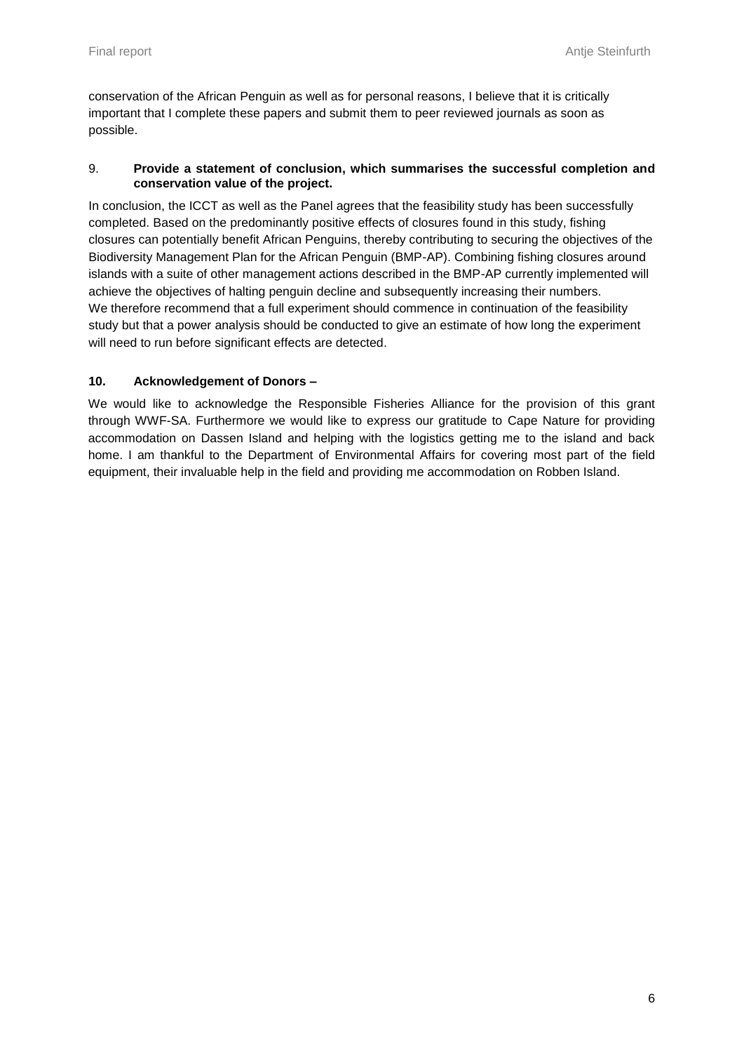conservation of the African Penguin as well as for personal reasons, I believe that it is critically important that I complete these papers and submit them to peer reviewed journals as soon as possible.

9. **Provide a statement of conclusion, which summarises the successful completion and conservation value of the project.**

In conclusion, the ICCT as well as the Panel agrees that the feasibility study has been successfully completed. Based on the predominantly positive effects of closures found in this study, fishing closures can potentially benefit African Penguins, thereby contributing to securing the objectives of the Biodiversity Management Plan for the African Penguin (BMP-AP). Combining fishing closures around islands with a suite of other management actions described in the BMP-AP currently implemented will achieve the objectives of halting penguin decline and subsequently increasing their numbers.
We therefore recommend that a full experiment should commence in continuation of the feasibility study but that a power analysis should be conducted to give an estimate of how long the experiment will need to run before significant effects are detected.

**10. Acknowledgement of Donors –**

We would like to acknowledge the Responsible Fisheries Alliance for the provision of this grant through WWF-SA. Furthermore we would like to express our gratitude to Cape Nature for providing accommodation on Dassen Island and helping with the logistics getting me to the island and back home. I am thankful to the Department of Environmental Affairs for covering most part of the field equipment, their invaluable help in the field and providing me accommodation on Robben Island.